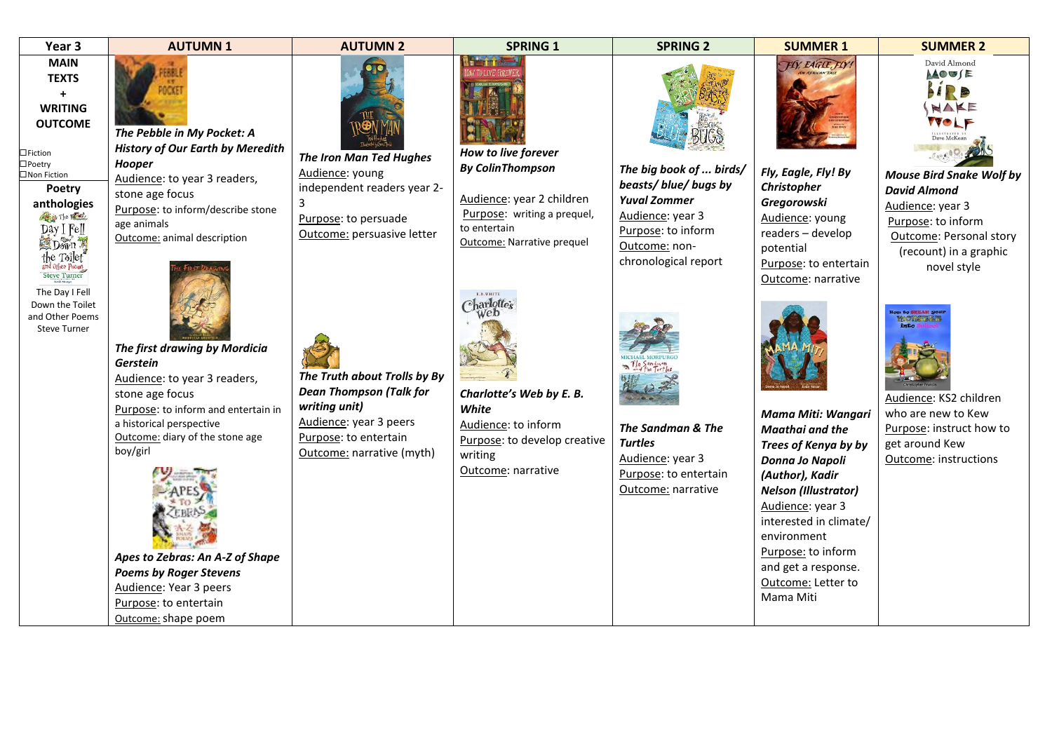| Year 3 | AUTUMN 1 | AUTUMN 2 | SPRING 1 | SPRING 2 | SUMMER 1 | SUMMER 2 |
|---|---|---|---|---|---|---|
| **MAIN TEXTS + WRITING OUTCOME**<br>☐Fiction<br>☐Poetry<br>☐Non Fiction<br>**Poetry anthologies**<br>The Day I Fell Down the Toilet and Other Poems Steve Turner | ***The Pebble in My Pocket: A History of Our Earth by Meredith Hooper***<br>Audience: to year 3 readers, stone age focus<br>Purpose: to inform/describe stone age animals<br>Outcome: animal description<br><br>***The first drawing by Mordicia Gerstein***<br>Audience: to year 3 readers, stone age focus<br>Purpose: to inform and entertain in a historical perspective<br>Outcome: diary of the stone age boy/girl<br><br>***Apes to Zebras: An A-Z of Shape Poems by Roger Stevens***<br>Audience: Year 3 peers<br>Purpose: to entertain<br>Outcome: shape poem | ***The Iron Man Ted Hughes***<br>Audience: young independent readers year 2-3<br>Purpose: to persuade<br>Outcome: persuasive letter<br><br>***The Truth about Trolls by By Dean Thompson (Talk for writing unit)***<br>Audience: year 3 peers<br>Purpose: to entertain<br>Outcome: narrative (myth) | ***How to live forever By ColinThompson***<br>Audience: year 2 children<br>Purpose: writing a prequel, to entertain<br>Outcome: Narrative prequel<br><br>***Charlotte's Web by E. B. White***<br>Audience: to inform<br>Purpose: to develop creative writing<br>Outcome: narrative | ***The big book of ... birds/ blue/ bugs by Yuval Zommer***<br>Audience: year 3<br>Purpose: to inform<br>Outcome: non-chronological report<br><br>***The Sandman & The Turtles***<br>Audience: year 3<br>Purpose: to entertain<br>Outcome: narrative | ***Fly, Eagle, Fly! By Christopher Gregorowski***<br>Audience: young readers – develop potential<br>Purpose: to entertain<br>Outcome: narrative<br><br>***Mama Miti: Wangari Maathai and the Trees of Kenya by by Donna Jo Napoli (Author), Kadir Nelson (Illustrator)***<br>Audience: year 3 interested in climate/ environment<br>Purpose: to inform and get a response.<br>Outcome: Letter to Mama Miti | ***Mouse Bird Snake Wolf by David Almond***<br>Audience: year 3<br>Purpose: to inform<br>Outcome: Personal story (recount) in a graphic novel style<br><br>Audience: KS2 children who are new to Kew<br>Purpose: instruct how to get around Kew<br>Outcome: instructions |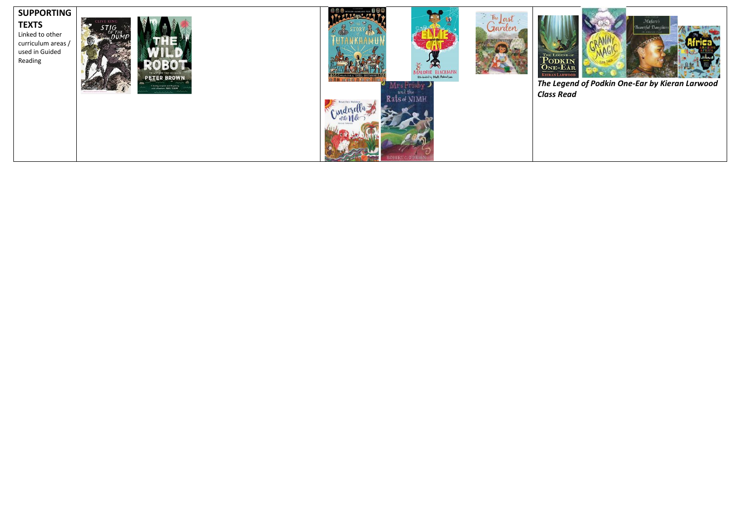| | | | |
|---|---|---|---|
| **SUPPORTING TEXTS** Linked to other curriculum areas / used in Guided Reading | | | ***The Legend of Podkin One-Ear by Kieran Larwood Class Read*** |